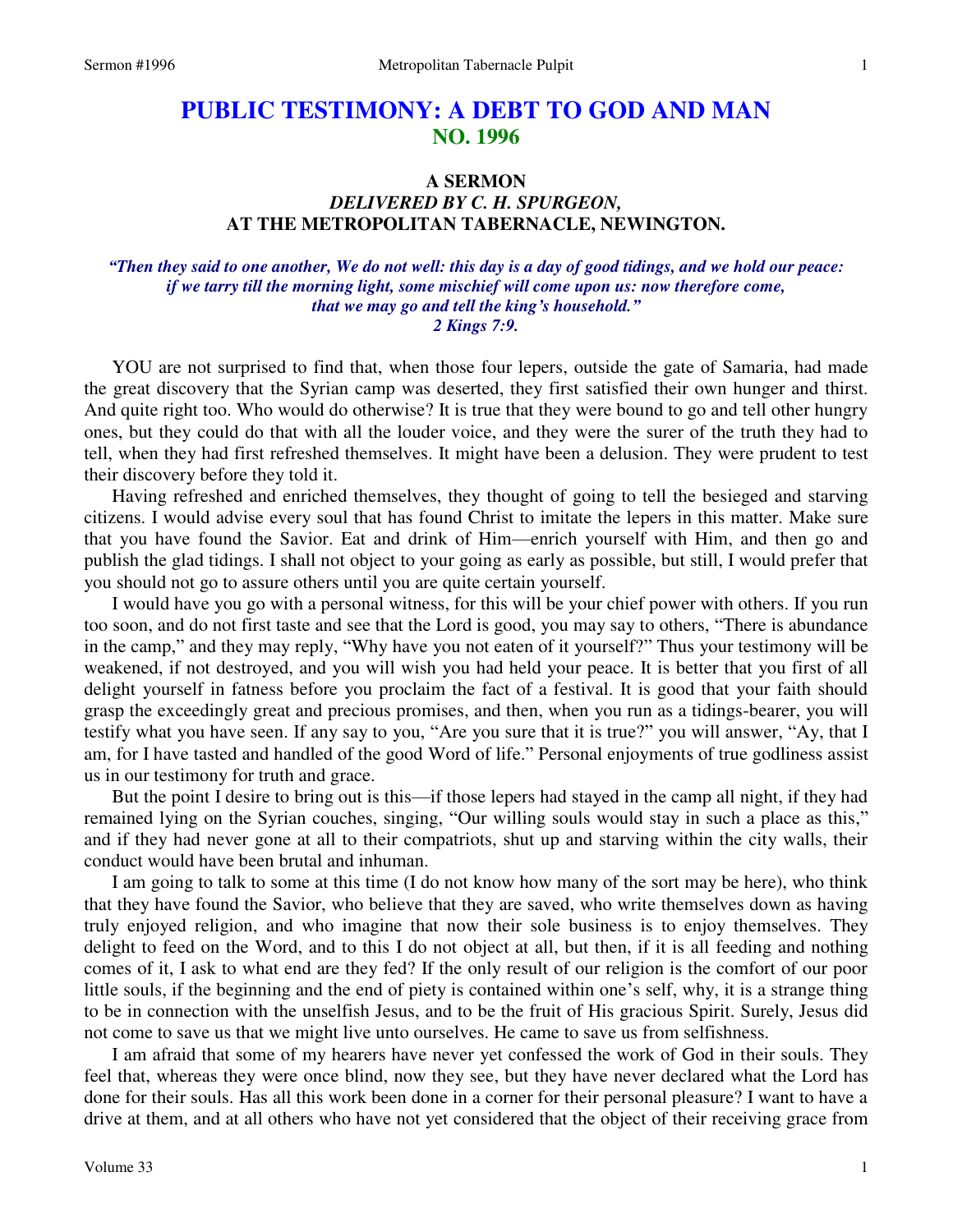# PUBLIC TESTIMONY: A DEBT TO GOD AND MAN
## NO. 1996

### A SERMON
### *DELIVERED BY C. H. SPURGEON,*
### AT THE METROPOLITAN TABERNACLE, NEWINGTON.

*"Then they said to one another, We do not well: this day is a day of good tidings, and we hold our peace: if we tarry till the morning light, some mischief will come upon us: now therefore come, that we may go and tell the king's household." 2 Kings 7:9.*

YOU are not surprised to find that, when those four lepers, outside the gate of Samaria, had made the great discovery that the Syrian camp was deserted, they first satisfied their own hunger and thirst. And quite right too. Who would do otherwise? It is true that they were bound to go and tell other hungry ones, but they could do that with all the louder voice, and they were the surer of the truth they had to tell, when they had first refreshed themselves. It might have been a delusion. They were prudent to test their discovery before they told it.

Having refreshed and enriched themselves, they thought of going to tell the besieged and starving citizens. I would advise every soul that has found Christ to imitate the lepers in this matter. Make sure that you have found the Savior. Eat and drink of Him—enrich yourself with Him, and then go and publish the glad tidings. I shall not object to your going as early as possible, but still, I would prefer that you should not go to assure others until you are quite certain yourself.

I would have you go with a personal witness, for this will be your chief power with others. If you run too soon, and do not first taste and see that the Lord is good, you may say to others, "There is abundance in the camp," and they may reply, "Why have you not eaten of it yourself?" Thus your testimony will be weakened, if not destroyed, and you will wish you had held your peace. It is better that you first of all delight yourself in fatness before you proclaim the fact of a festival. It is good that your faith should grasp the exceedingly great and precious promises, and then, when you run as a tidings-bearer, you will testify what you have seen. If any say to you, "Are you sure that it is true?" you will answer, "Ay, that I am, for I have tasted and handled of the good Word of life." Personal enjoyments of true godliness assist us in our testimony for truth and grace.

But the point I desire to bring out is this—if those lepers had stayed in the camp all night, if they had remained lying on the Syrian couches, singing, "Our willing souls would stay in such a place as this," and if they had never gone at all to their compatriots, shut up and starving within the city walls, their conduct would have been brutal and inhuman.

I am going to talk to some at this time (I do not know how many of the sort may be here), who think that they have found the Savior, who believe that they are saved, who write themselves down as having truly enjoyed religion, and who imagine that now their sole business is to enjoy themselves. They delight to feed on the Word, and to this I do not object at all, but then, if it is all feeding and nothing comes of it, I ask to what end are they fed? If the only result of our religion is the comfort of our poor little souls, if the beginning and the end of piety is contained within one's self, why, it is a strange thing to be in connection with the unselfish Jesus, and to be the fruit of His gracious Spirit. Surely, Jesus did not come to save us that we might live unto ourselves. He came to save us from selfishness.

I am afraid that some of my hearers have never yet confessed the work of God in their souls. They feel that, whereas they were once blind, now they see, but they have never declared what the Lord has done for their souls. Has all this work been done in a corner for their personal pleasure? I want to have a drive at them, and at all others who have not yet considered that the object of their receiving grace from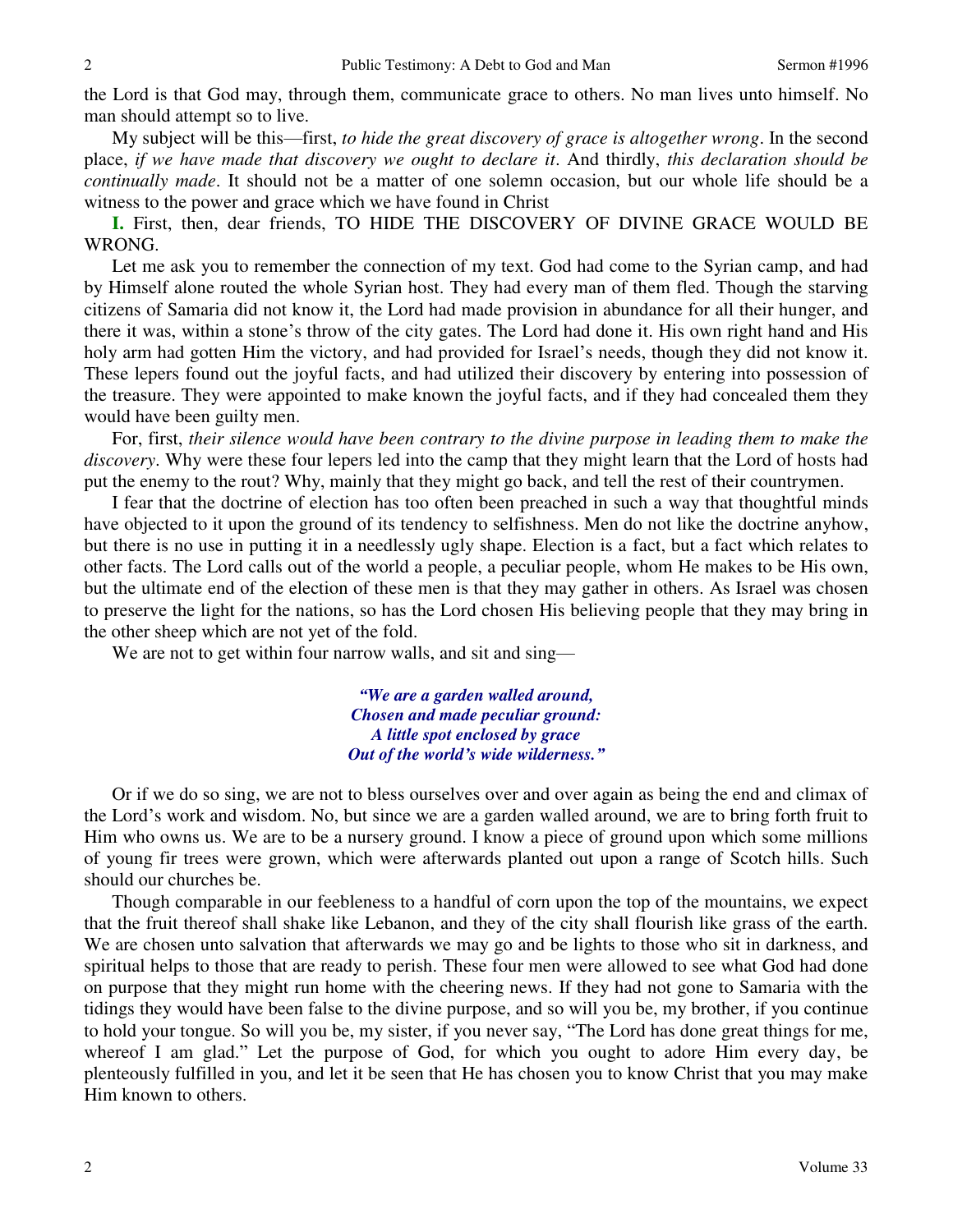the Lord is that God may, through them, communicate grace to others. No man lives unto himself. No man should attempt so to live.

My subject will be this—first, *to hide the great discovery of grace is altogether wrong*. In the second place, *if we have made that discovery we ought to declare it*. And thirdly, *this declaration should be continually made*. It should not be a matter of one solemn occasion, but our whole life should be a witness to the power and grace which we have found in Christ

**I.** First, then, dear friends, TO HIDE THE DISCOVERY OF DIVINE GRACE WOULD BE WRONG.

Let me ask you to remember the connection of my text. God had come to the Syrian camp, and had by Himself alone routed the whole Syrian host. They had every man of them fled. Though the starving citizens of Samaria did not know it, the Lord had made provision in abundance for all their hunger, and there it was, within a stone's throw of the city gates. The Lord had done it. His own right hand and His holy arm had gotten Him the victory, and had provided for Israel's needs, though they did not know it. These lepers found out the joyful facts, and had utilized their discovery by entering into possession of the treasure. They were appointed to make known the joyful facts, and if they had concealed them they would have been guilty men.

For, first, *their silence would have been contrary to the divine purpose in leading them to make the discovery*. Why were these four lepers led into the camp that they might learn that the Lord of hosts had put the enemy to the rout? Why, mainly that they might go back, and tell the rest of their countrymen.

I fear that the doctrine of election has too often been preached in such a way that thoughtful minds have objected to it upon the ground of its tendency to selfishness. Men do not like the doctrine anyhow, but there is no use in putting it in a needlessly ugly shape. Election is a fact, but a fact which relates to other facts. The Lord calls out of the world a people, a peculiar people, whom He makes to be His own, but the ultimate end of the election of these men is that they may gather in others. As Israel was chosen to preserve the light for the nations, so has the Lord chosen His believing people that they may bring in the other sheep which are not yet of the fold.

We are not to get within four narrow walls, and sit and sing—

> *"We are a garden walled around,*
> *Chosen and made peculiar ground:*
> *A little spot enclosed by grace*
> *Out of the world's wide wilderness."*

Or if we do so sing, we are not to bless ourselves over and over again as being the end and climax of the Lord's work and wisdom. No, but since we are a garden walled around, we are to bring forth fruit to Him who owns us. We are to be a nursery ground. I know a piece of ground upon which some millions of young fir trees were grown, which were afterwards planted out upon a range of Scotch hills. Such should our churches be.

Though comparable in our feebleness to a handful of corn upon the top of the mountains, we expect that the fruit thereof shall shake like Lebanon, and they of the city shall flourish like grass of the earth. We are chosen unto salvation that afterwards we may go and be lights to those who sit in darkness, and spiritual helps to those that are ready to perish. These four men were allowed to see what God had done on purpose that they might run home with the cheering news. If they had not gone to Samaria with the tidings they would have been false to the divine purpose, and so will you be, my brother, if you continue to hold your tongue. So will you be, my sister, if you never say, "The Lord has done great things for me, whereof I am glad." Let the purpose of God, for which you ought to adore Him every day, be plenteously fulfilled in you, and let it be seen that He has chosen you to know Christ that you may make Him known to others.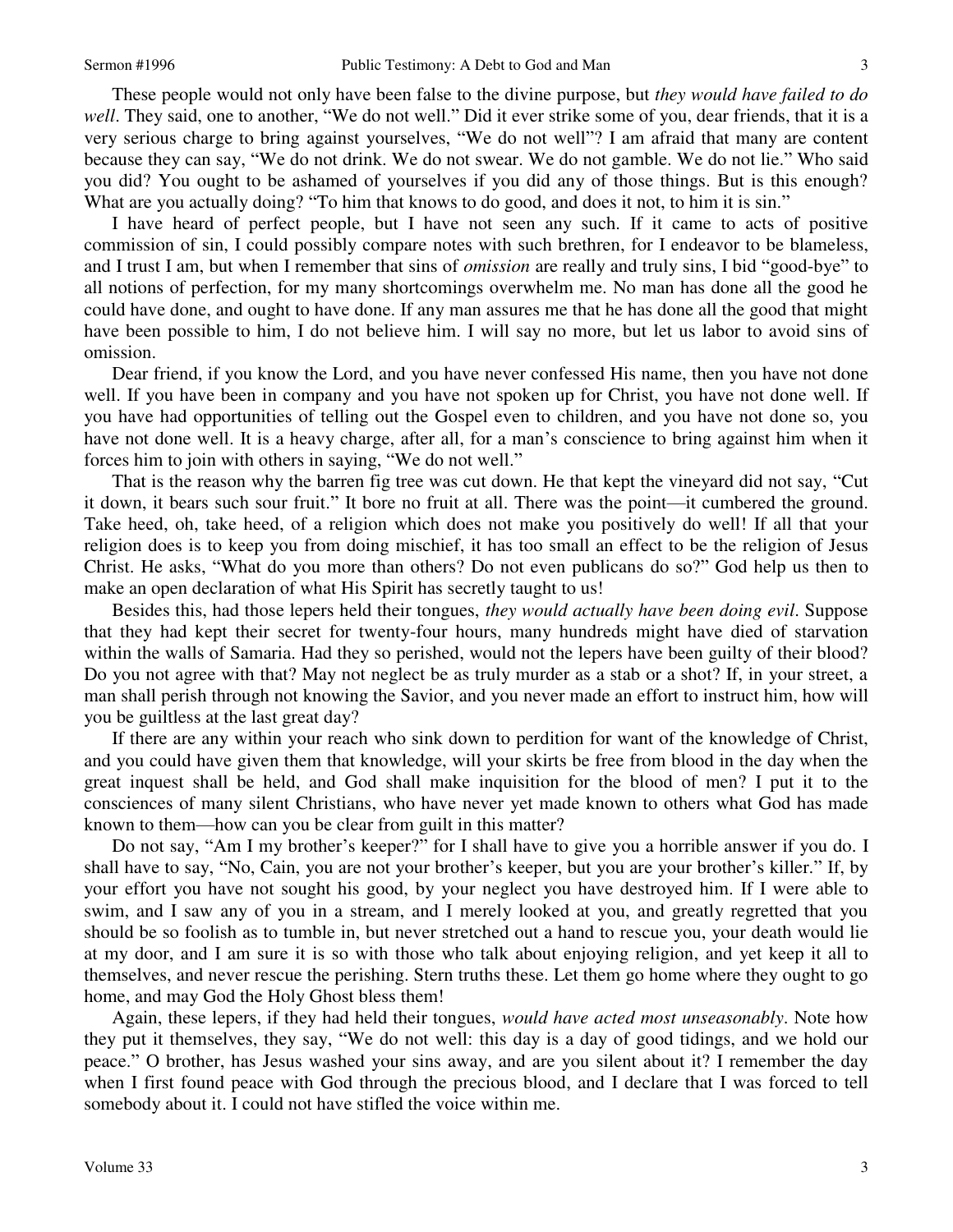These people would not only have been false to the divine purpose, but *they would have failed to do well*. They said, one to another, "We do not well." Did it ever strike some of you, dear friends, that it is a very serious charge to bring against yourselves, "We do not well"? I am afraid that many are content because they can say, "We do not drink. We do not swear. We do not gamble. We do not lie." Who said you did? You ought to be ashamed of yourselves if you did any of those things. But is this enough? What are you actually doing? "To him that knows to do good, and does it not, to him it is sin."

I have heard of perfect people, but I have not seen any such. If it came to acts of positive commission of sin, I could possibly compare notes with such brethren, for I endeavor to be blameless, and I trust I am, but when I remember that sins of *omission* are really and truly sins, I bid "good-bye" to all notions of perfection, for my many shortcomings overwhelm me. No man has done all the good he could have done, and ought to have done. If any man assures me that he has done all the good that might have been possible to him, I do not believe him. I will say no more, but let us labor to avoid sins of omission.

Dear friend, if you know the Lord, and you have never confessed His name, then you have not done well. If you have been in company and you have not spoken up for Christ, you have not done well. If you have had opportunities of telling out the Gospel even to children, and you have not done so, you have not done well. It is a heavy charge, after all, for a man's conscience to bring against him when it forces him to join with others in saying, "We do not well."

That is the reason why the barren fig tree was cut down. He that kept the vineyard did not say, "Cut it down, it bears such sour fruit." It bore no fruit at all. There was the point—it cumbered the ground. Take heed, oh, take heed, of a religion which does not make you positively do well! If all that your religion does is to keep you from doing mischief, it has too small an effect to be the religion of Jesus Christ. He asks, "What do you more than others? Do not even publicans do so?" God help us then to make an open declaration of what His Spirit has secretly taught to us!

Besides this, had those lepers held their tongues, *they would actually have been doing evil*. Suppose that they had kept their secret for twenty-four hours, many hundreds might have died of starvation within the walls of Samaria. Had they so perished, would not the lepers have been guilty of their blood? Do you not agree with that? May not neglect be as truly murder as a stab or a shot? If, in your street, a man shall perish through not knowing the Savior, and you never made an effort to instruct him, how will you be guiltless at the last great day?

If there are any within your reach who sink down to perdition for want of the knowledge of Christ, and you could have given them that knowledge, will your skirts be free from blood in the day when the great inquest shall be held, and God shall make inquisition for the blood of men? I put it to the consciences of many silent Christians, who have never yet made known to others what God has made known to them—how can you be clear from guilt in this matter?

Do not say, "Am I my brother's keeper?" for I shall have to give you a horrible answer if you do. I shall have to say, "No, Cain, you are not your brother's keeper, but you are your brother's killer." If, by your effort you have not sought his good, by your neglect you have destroyed him. If I were able to swim, and I saw any of you in a stream, and I merely looked at you, and greatly regretted that you should be so foolish as to tumble in, but never stretched out a hand to rescue you, your death would lie at my door, and I am sure it is so with those who talk about enjoying religion, and yet keep it all to themselves, and never rescue the perishing. Stern truths these. Let them go home where they ought to go home, and may God the Holy Ghost bless them!

Again, these lepers, if they had held their tongues, *would have acted most unseasonably*. Note how they put it themselves, they say, "We do not well: this day is a day of good tidings, and we hold our peace." O brother, has Jesus washed your sins away, and are you silent about it? I remember the day when I first found peace with God through the precious blood, and I declare that I was forced to tell somebody about it. I could not have stifled the voice within me.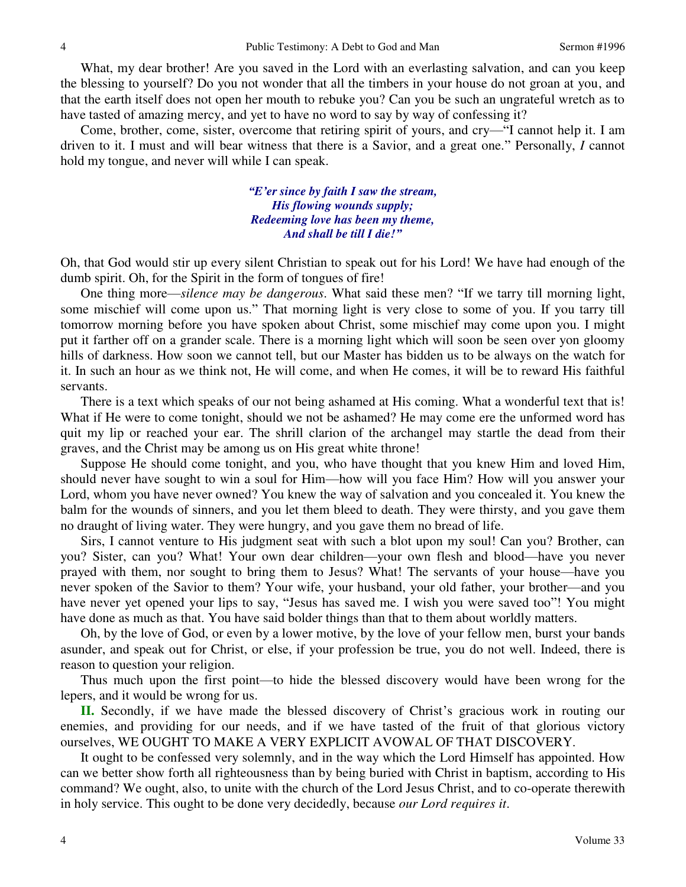What, my dear brother! Are you saved in the Lord with an everlasting salvation, and can you keep the blessing to yourself? Do you not wonder that all the timbers in your house do not groan at you, and that the earth itself does not open her mouth to rebuke you? Can you be such an ungrateful wretch as to have tasted of amazing mercy, and yet to have no word to say by way of confessing it?

Come, brother, come, sister, overcome that retiring spirit of yours, and cry—"I cannot help it. I am driven to it. I must and will bear witness that there is a Savior, and a great one." Personally, *I* cannot hold my tongue, and never will while I can speak.

> ***"E'er since by faith I saw the stream,***
> ***His flowing wounds supply;***
> ***Redeeming love has been my theme,***
> ***And shall be till I die!"***

Oh, that God would stir up every silent Christian to speak out for his Lord! We have had enough of the dumb spirit. Oh, for the Spirit in the form of tongues of fire!

One thing more—*silence may be dangerous*. What said these men? "If we tarry till morning light, some mischief will come upon us." That morning light is very close to some of you. If you tarry till tomorrow morning before you have spoken about Christ, some mischief may come upon you. I might put it farther off on a grander scale. There is a morning light which will soon be seen over yon gloomy hills of darkness. How soon we cannot tell, but our Master has bidden us to be always on the watch for it. In such an hour as we think not, He will come, and when He comes, it will be to reward His faithful servants.

There is a text which speaks of our not being ashamed at His coming. What a wonderful text that is! What if He were to come tonight, should we not be ashamed? He may come ere the unformed word has quit my lip or reached your ear. The shrill clarion of the archangel may startle the dead from their graves, and the Christ may be among us on His great white throne!

Suppose He should come tonight, and you, who have thought that you knew Him and loved Him, should never have sought to win a soul for Him—how will you face Him? How will you answer your Lord, whom you have never owned? You knew the way of salvation and you concealed it. You knew the balm for the wounds of sinners, and you let them bleed to death. They were thirsty, and you gave them no draught of living water. They were hungry, and you gave them no bread of life.

Sirs, I cannot venture to His judgment seat with such a blot upon my soul! Can you? Brother, can you? Sister, can you? What! Your own dear children—your own flesh and blood—have you never prayed with them, nor sought to bring them to Jesus? What! The servants of your house—have you never spoken of the Savior to them? Your wife, your husband, your old father, your brother—and you have never yet opened your lips to say, "Jesus has saved me. I wish you were saved too"! You might have done as much as that. You have said bolder things than that to them about worldly matters.

Oh, by the love of God, or even by a lower motive, by the love of your fellow men, burst your bands asunder, and speak out for Christ, or else, if your profession be true, you do not well. Indeed, there is reason to question your religion.

Thus much upon the first point—to hide the blessed discovery would have been wrong for the lepers, and it would be wrong for us.

**II.** Secondly, if we have made the blessed discovery of Christ's gracious work in routing our enemies, and providing for our needs, and if we have tasted of the fruit of that glorious victory ourselves, WE OUGHT TO MAKE A VERY EXPLICIT AVOWAL OF THAT DISCOVERY.

It ought to be confessed very solemnly, and in the way which the Lord Himself has appointed. How can we better show forth all righteousness than by being buried with Christ in baptism, according to His command? We ought, also, to unite with the church of the Lord Jesus Christ, and to co-operate therewith in holy service. This ought to be done very decidedly, because *our Lord requires it*.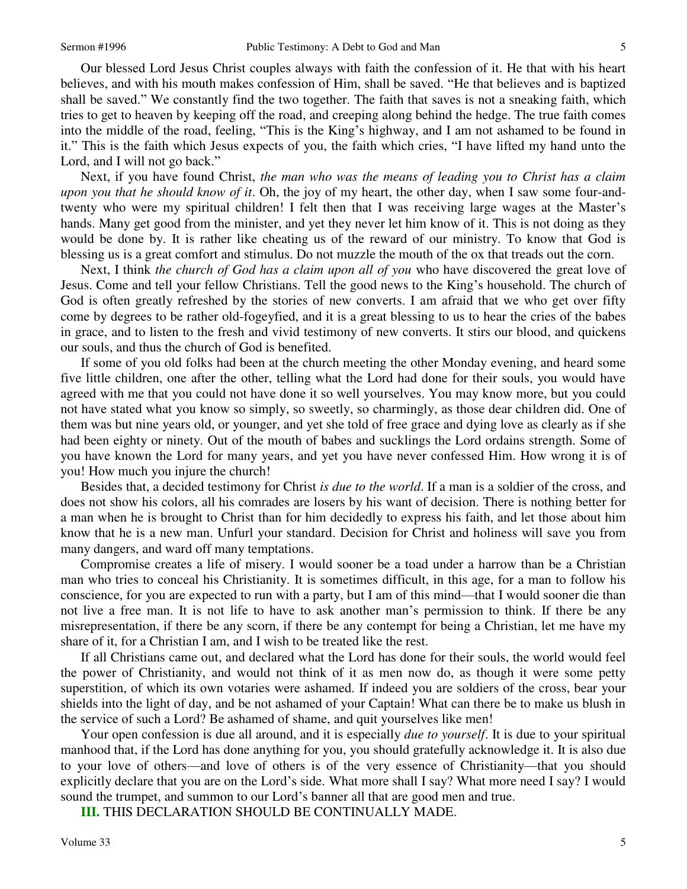Our blessed Lord Jesus Christ couples always with faith the confession of it. He that with his heart believes, and with his mouth makes confession of Him, shall be saved. "He that believes and is baptized shall be saved." We constantly find the two together. The faith that saves is not a sneaking faith, which tries to get to heaven by keeping off the road, and creeping along behind the hedge. The true faith comes into the middle of the road, feeling, "This is the King's highway, and I am not ashamed to be found in it." This is the faith which Jesus expects of you, the faith which cries, "I have lifted my hand unto the Lord, and I will not go back."

Next, if you have found Christ, *the man who was the means of leading you to Christ has a claim upon you that he should know of it*. Oh, the joy of my heart, the other day, when I saw some four-and-twenty who were my spiritual children! I felt then that I was receiving large wages at the Master's hands. Many get good from the minister, and yet they never let him know of it. This is not doing as they would be done by. It is rather like cheating us of the reward of our ministry. To know that God is blessing us is a great comfort and stimulus. Do not muzzle the mouth of the ox that treads out the corn.

Next, I think *the church of God has a claim upon all of you* who have discovered the great love of Jesus. Come and tell your fellow Christians. Tell the good news to the King's household. The church of God is often greatly refreshed by the stories of new converts. I am afraid that we who get over fifty come by degrees to be rather old-fogeyfied, and it is a great blessing to us to hear the cries of the babes in grace, and to listen to the fresh and vivid testimony of new converts. It stirs our blood, and quickens our souls, and thus the church of God is benefited.

If some of you old folks had been at the church meeting the other Monday evening, and heard some five little children, one after the other, telling what the Lord had done for their souls, you would have agreed with me that you could not have done it so well yourselves. You may know more, but you could not have stated what you know so simply, so sweetly, so charmingly, as those dear children did. One of them was but nine years old, or younger, and yet she told of free grace and dying love as clearly as if she had been eighty or ninety. Out of the mouth of babes and sucklings the Lord ordains strength. Some of you have known the Lord for many years, and yet you have never confessed Him. How wrong it is of you! How much you injure the church!

Besides that, a decided testimony for Christ *is due to the world*. If a man is a soldier of the cross, and does not show his colors, all his comrades are losers by his want of decision. There is nothing better for a man when he is brought to Christ than for him decidedly to express his faith, and let those about him know that he is a new man. Unfurl your standard. Decision for Christ and holiness will save you from many dangers, and ward off many temptations.

Compromise creates a life of misery. I would sooner be a toad under a harrow than be a Christian man who tries to conceal his Christianity. It is sometimes difficult, in this age, for a man to follow his conscience, for you are expected to run with a party, but I am of this mind—that I would sooner die than not live a free man. It is not life to have to ask another man's permission to think. If there be any misrepresentation, if there be any scorn, if there be any contempt for being a Christian, let me have my share of it, for a Christian I am, and I wish to be treated like the rest.

If all Christians came out, and declared what the Lord has done for their souls, the world would feel the power of Christianity, and would not think of it as men now do, as though it were some petty superstition, of which its own votaries were ashamed. If indeed you are soldiers of the cross, bear your shields into the light of day, and be not ashamed of your Captain! What can there be to make us blush in the service of such a Lord? Be ashamed of shame, and quit yourselves like men!

Your open confession is due all around, and it is especially *due to yourself*. It is due to your spiritual manhood that, if the Lord has done anything for you, you should gratefully acknowledge it. It is also due to your love of others—and love of others is of the very essence of Christianity—that you should explicitly declare that you are on the Lord's side. What more shall I say? What more need I say? I would sound the trumpet, and summon to our Lord's banner all that are good men and true.

**III.** THIS DECLARATION SHOULD BE CONTINUALLY MADE.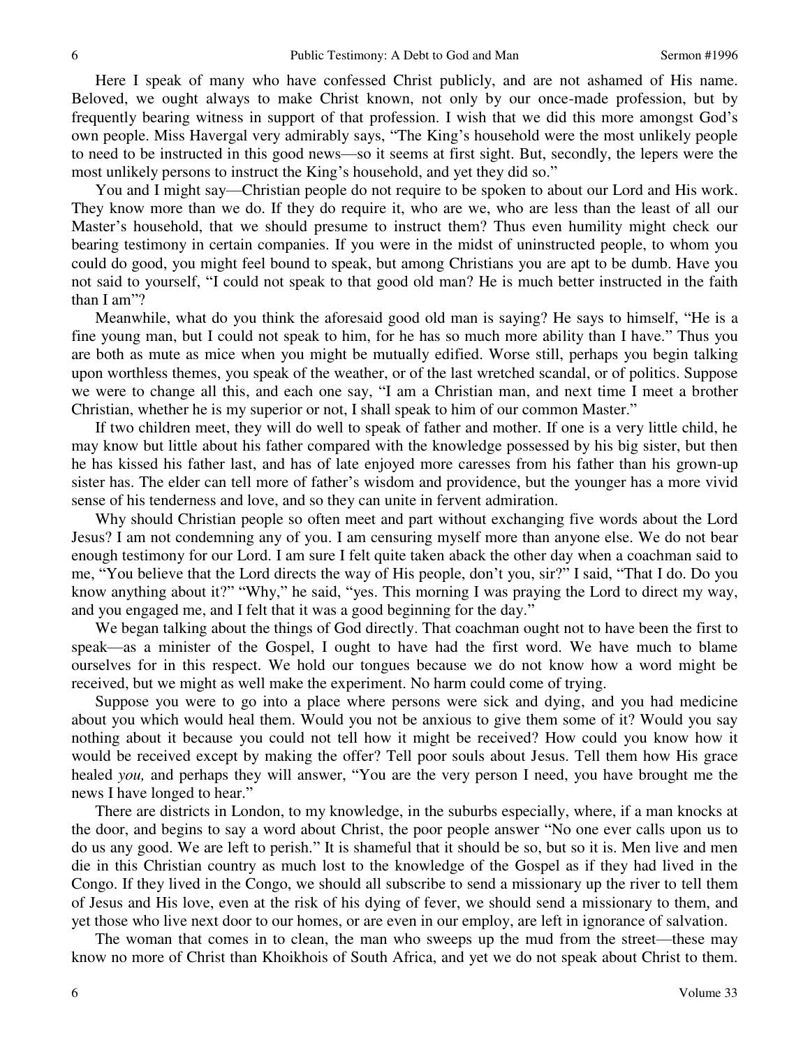Here I speak of many who have confessed Christ publicly, and are not ashamed of His name. Beloved, we ought always to make Christ known, not only by our once-made profession, but by frequently bearing witness in support of that profession. I wish that we did this more amongst God's own people. Miss Havergal very admirably says, "The King's household were the most unlikely people to need to be instructed in this good news—so it seems at first sight. But, secondly, the lepers were the most unlikely persons to instruct the King's household, and yet they did so."

You and I might say—Christian people do not require to be spoken to about our Lord and His work. They know more than we do. If they do require it, who are we, who are less than the least of all our Master's household, that we should presume to instruct them? Thus even humility might check our bearing testimony in certain companies. If you were in the midst of uninstructed people, to whom you could do good, you might feel bound to speak, but among Christians you are apt to be dumb. Have you not said to yourself, "I could not speak to that good old man? He is much better instructed in the faith than I am"?

Meanwhile, what do you think the aforesaid good old man is saying? He says to himself, "He is a fine young man, but I could not speak to him, for he has so much more ability than I have." Thus you are both as mute as mice when you might be mutually edified. Worse still, perhaps you begin talking upon worthless themes, you speak of the weather, or of the last wretched scandal, or of politics. Suppose we were to change all this, and each one say, "I am a Christian man, and next time I meet a brother Christian, whether he is my superior or not, I shall speak to him of our common Master."

If two children meet, they will do well to speak of father and mother. If one is a very little child, he may know but little about his father compared with the knowledge possessed by his big sister, but then he has kissed his father last, and has of late enjoyed more caresses from his father than his grown-up sister has. The elder can tell more of father's wisdom and providence, but the younger has a more vivid sense of his tenderness and love, and so they can unite in fervent admiration.

Why should Christian people so often meet and part without exchanging five words about the Lord Jesus? I am not condemning any of you. I am censuring myself more than anyone else. We do not bear enough testimony for our Lord. I am sure I felt quite taken aback the other day when a coachman said to me, "You believe that the Lord directs the way of His people, don't you, sir?" I said, "That I do. Do you know anything about it?" "Why," he said, "yes. This morning I was praying the Lord to direct my way, and you engaged me, and I felt that it was a good beginning for the day."

We began talking about the things of God directly. That coachman ought not to have been the first to speak—as a minister of the Gospel, I ought to have had the first word. We have much to blame ourselves for in this respect. We hold our tongues because we do not know how a word might be received, but we might as well make the experiment. No harm could come of trying.

Suppose you were to go into a place where persons were sick and dying, and you had medicine about you which would heal them. Would you not be anxious to give them some of it? Would you say nothing about it because you could not tell how it might be received? How could you know how it would be received except by making the offer? Tell poor souls about Jesus. Tell them how His grace healed *you,* and perhaps they will answer, "You are the very person I need, you have brought me the news I have longed to hear."

There are districts in London, to my knowledge, in the suburbs especially, where, if a man knocks at the door, and begins to say a word about Christ, the poor people answer "No one ever calls upon us to do us any good. We are left to perish." It is shameful that it should be so, but so it is. Men live and men die in this Christian country as much lost to the knowledge of the Gospel as if they had lived in the Congo. If they lived in the Congo, we should all subscribe to send a missionary up the river to tell them of Jesus and His love, even at the risk of his dying of fever, we should send a missionary to them, and yet those who live next door to our homes, or are even in our employ, are left in ignorance of salvation.

The woman that comes in to clean, the man who sweeps up the mud from the street—these may know no more of Christ than Khoikhois of South Africa, and yet we do not speak about Christ to them.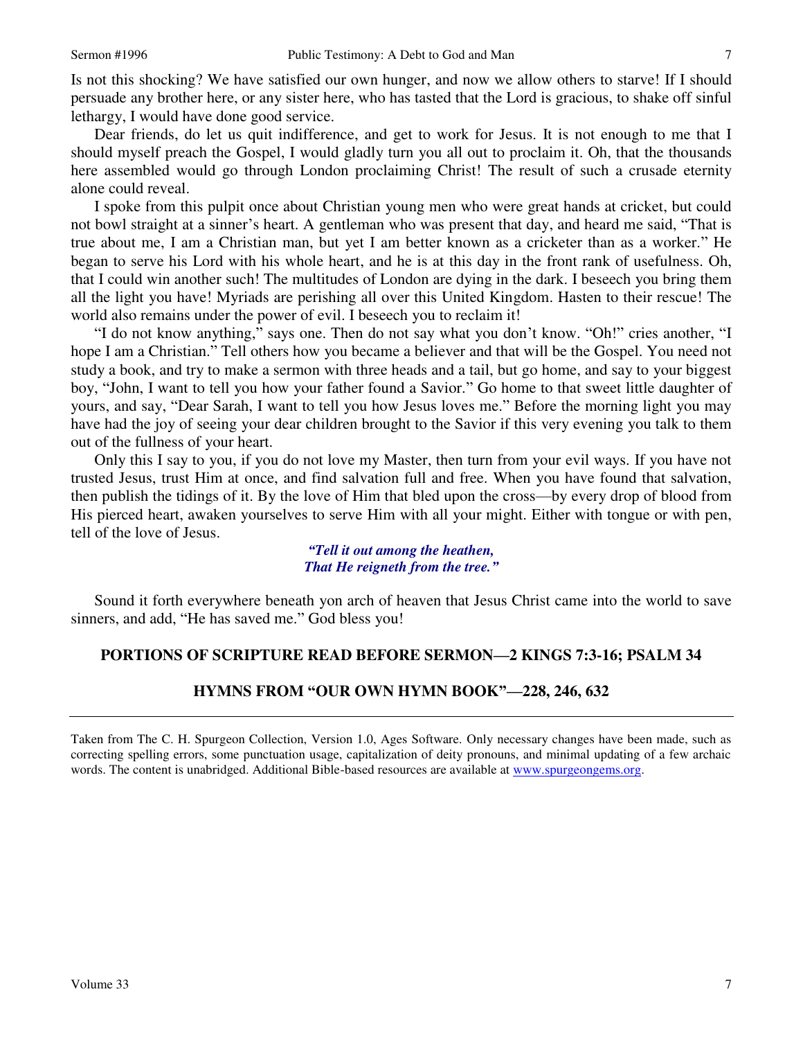Is not this shocking? We have satisfied our own hunger, and now we allow others to starve! If I should persuade any brother here, or any sister here, who has tasted that the Lord is gracious, to shake off sinful lethargy, I would have done good service.

Dear friends, do let us quit indifference, and get to work for Jesus. It is not enough to me that I should myself preach the Gospel, I would gladly turn you all out to proclaim it. Oh, that the thousands here assembled would go through London proclaiming Christ! The result of such a crusade eternity alone could reveal.

I spoke from this pulpit once about Christian young men who were great hands at cricket, but could not bowl straight at a sinner's heart. A gentleman who was present that day, and heard me said, "That is true about me, I am a Christian man, but yet I am better known as a cricketer than as a worker." He began to serve his Lord with his whole heart, and he is at this day in the front rank of usefulness. Oh, that I could win another such! The multitudes of London are dying in the dark. I beseech you bring them all the light you have! Myriads are perishing all over this United Kingdom. Hasten to their rescue! The world also remains under the power of evil. I beseech you to reclaim it!

"I do not know anything," says one. Then do not say what you don't know. "Oh!" cries another, "I hope I am a Christian." Tell others how you became a believer and that will be the Gospel. You need not study a book, and try to make a sermon with three heads and a tail, but go home, and say to your biggest boy, "John, I want to tell you how your father found a Savior." Go home to that sweet little daughter of yours, and say, "Dear Sarah, I want to tell you how Jesus loves me." Before the morning light you may have had the joy of seeing your dear children brought to the Savior if this very evening you talk to them out of the fullness of your heart.

Only this I say to you, if you do not love my Master, then turn from your evil ways. If you have not trusted Jesus, trust Him at once, and find salvation full and free. When you have found that salvation, then publish the tidings of it. By the love of Him that bled upon the cross—by every drop of blood from His pierced heart, awaken yourselves to serve Him with all your might. Either with tongue or with pen, tell of the love of Jesus.

> ***"Tell it out among the heathen,***
> ***That He reigneth from the tree."***

Sound it forth everywhere beneath yon arch of heaven that Jesus Christ came into the world to save sinners, and add, "He has saved me." God bless you!

**PORTIONS OF SCRIPTURE READ BEFORE SERMON—2 KINGS 7:3-16; PSALM 34**

**HYMNS FROM "OUR OWN HYMN BOOK"—228, 246, 632**

---

Taken from The C. H. Spurgeon Collection, Version 1.0, Ages Software. Only necessary changes have been made, such as correcting spelling errors, some punctuation usage, capitalization of deity pronouns, and minimal updating of a few archaic words. The content is unabridged. Additional Bible-based resources are available at www.spurgeongems.org.